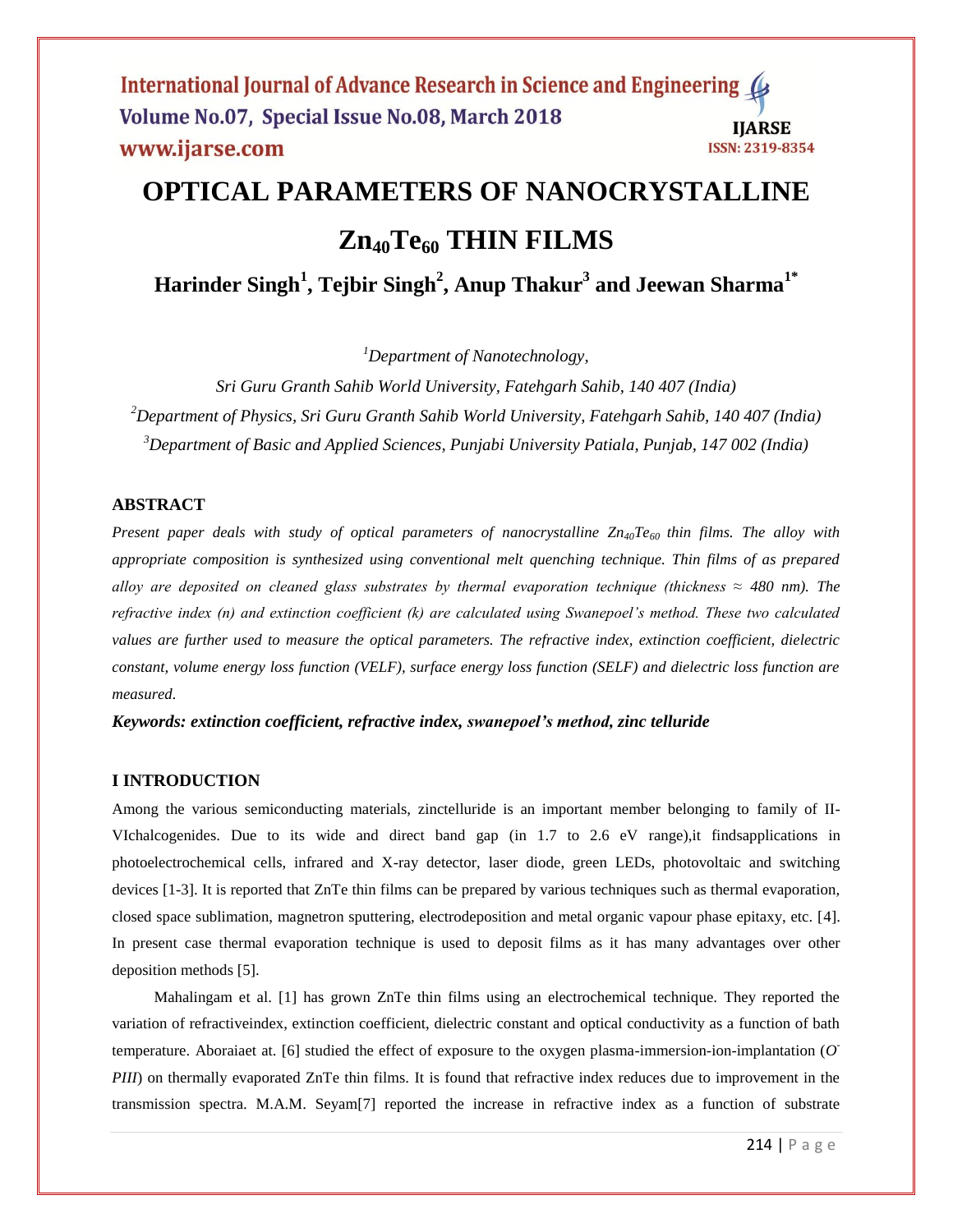# OPTICAL PARAMETERS OF NANOCRYSTALLINE $Zn_{40}Te_{60}$ THIN FILMS

**Harinder Singh[1], Tejbir Singh[2], Anup Thakur[3] and Jeewan Sharma[1*]**

*[1]Department of Nanotechnology,*

*Sri Guru Granth Sahib World University, Fatehgarh Sahib, 140 407 (India)*

*[2]Department of Physics, Sri Guru Granth Sahib World University, Fatehgarh Sahib, 140 407 (India)*

*[3]Department of Basic and Applied Sciences, Punjabi University Patiala, Punjab, 147 002 (India)*

## ABSTRACT

*Present paper deals with study of optical parameters of nanocrystalline $Zn_{40}Te_{60}$ thin films. The alloy with appropriate composition is synthesized using conventional melt quenching technique. Thin films of as prepared alloy are deposited on cleaned glass substrates by thermal evaporation technique (thickness ≈ 480 nm). The refractive index (n) and extinction coefficient (k) are calculated using Swanepoel's method. These two calculated values are further used to measure the optical parameters. The refractive index, extinction coefficient, dielectric constant, volume energy loss function (VELF), surface energy loss function (SELF) and dielectric loss function are measured.*

***Keywords: extinction coefficient, refractive index, swanepoel's method, zinc telluride***

## I INTRODUCTION

Among the various semiconducting materials, zinctelluride is an important member belonging to family of II-VIchalcogenides. Due to its wide and direct band gap (in 1.7 to 2.6 eV range),it findsapplications in photoelectrochemical cells, infrared and X-ray detector, laser diode, green LEDs, photovoltaic and switching devices [1-3]. It is reported that ZnTe thin films can be prepared by various techniques such as thermal evaporation, closed space sublimation, magnetron sputtering, electrodeposition and metal organic vapour phase epitaxy, etc. [4]. In present case thermal evaporation technique is used to deposit films as it has many advantages over other deposition methods [5].

Mahalingam et al. [1] has grown ZnTe thin films using an electrochemical technique. They reported the variation of refractiveindex, extinction coefficient, dielectric constant and optical conductivity as a function of bath temperature. Aboraiaet at. [6] studied the effect of exposure to the oxygen plasma-immersion-ion-implantation (*$O^-$ PIII*) on thermally evaporated ZnTe thin films. It is found that refractive index reduces due to improvement in the transmission spectra. M.A.M. Seyam[7] reported the increase in refractive index as a function of substrate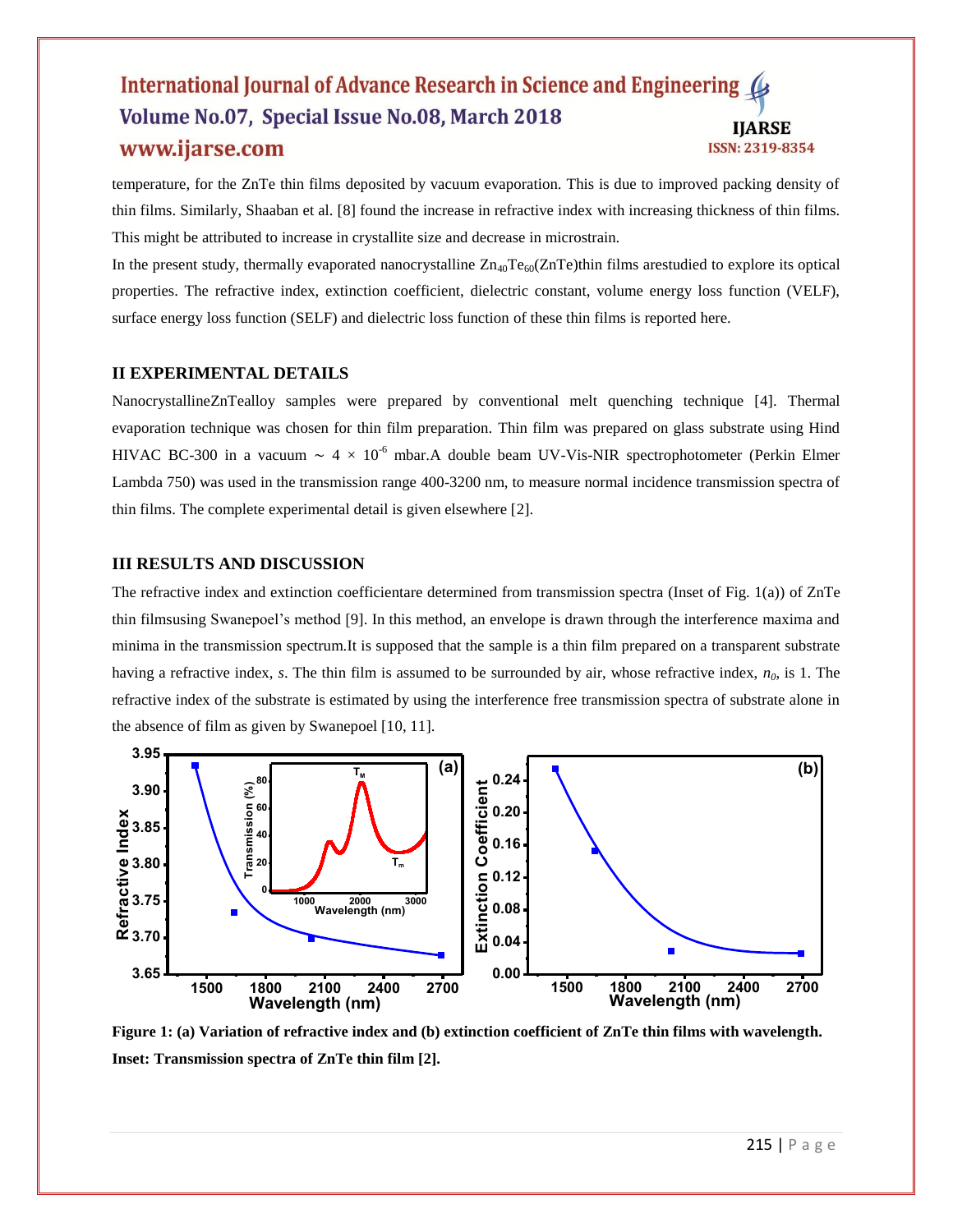temperature, for the ZnTe thin films deposited by vacuum evaporation. This is due to improved packing density of thin films. Similarly, Shaaban et al. [8] found the increase in refractive index with increasing thickness of thin films. This might be attributed to increase in crystallite size and decrease in microstrain.

In the present study, thermally evaporated nanocrystalline $Zn_{40}Te_{60}$(ZnTe)thin films arestudied to explore its optical properties. The refractive index, extinction coefficient, dielectric constant, volume energy loss function (VELF), surface energy loss function (SELF) and dielectric loss function of these thin films is reported here.

## II EXPERIMENTAL DETAILS

NanocrystallineZnTealloy samples were prepared by conventional melt quenching technique [4]. Thermal evaporation technique was chosen for thin film preparation. Thin film was prepared on glass substrate using Hind HIVAC BC-300 in a vacuum ~ 4 × $10^{-6}$ mbar.A double beam UV-Vis-NIR spectrophotometer (Perkin Elmer Lambda 750) was used in the transmission range 400-3200 nm, to measure normal incidence transmission spectra of thin films. The complete experimental detail is given elsewhere [2].

## III RESULTS AND DISCUSSION

The refractive index and extinction coefficientare determined from transmission spectra (Inset of Fig. 1(a)) of ZnTe thin filmsusing Swanepoel's method [9]. In this method, an envelope is drawn through the interference maxima and minima in the transmission spectrum.It is supposed that the sample is a thin film prepared on a transparent substrate having a refractive index, *s*. The thin film is assumed to be surrounded by air, whose refractive index, $n_0$, is 1. The refractive index of the substrate is estimated by using the interference free transmission spectra of substrate alone in the absence of film as given by Swanepoel [10, 11].

**Figure 1: (a) Variation of refractive index and (b) extinction coefficient of ZnTe thin films with wavelength. Inset: Transmission spectra of ZnTe thin film [2].**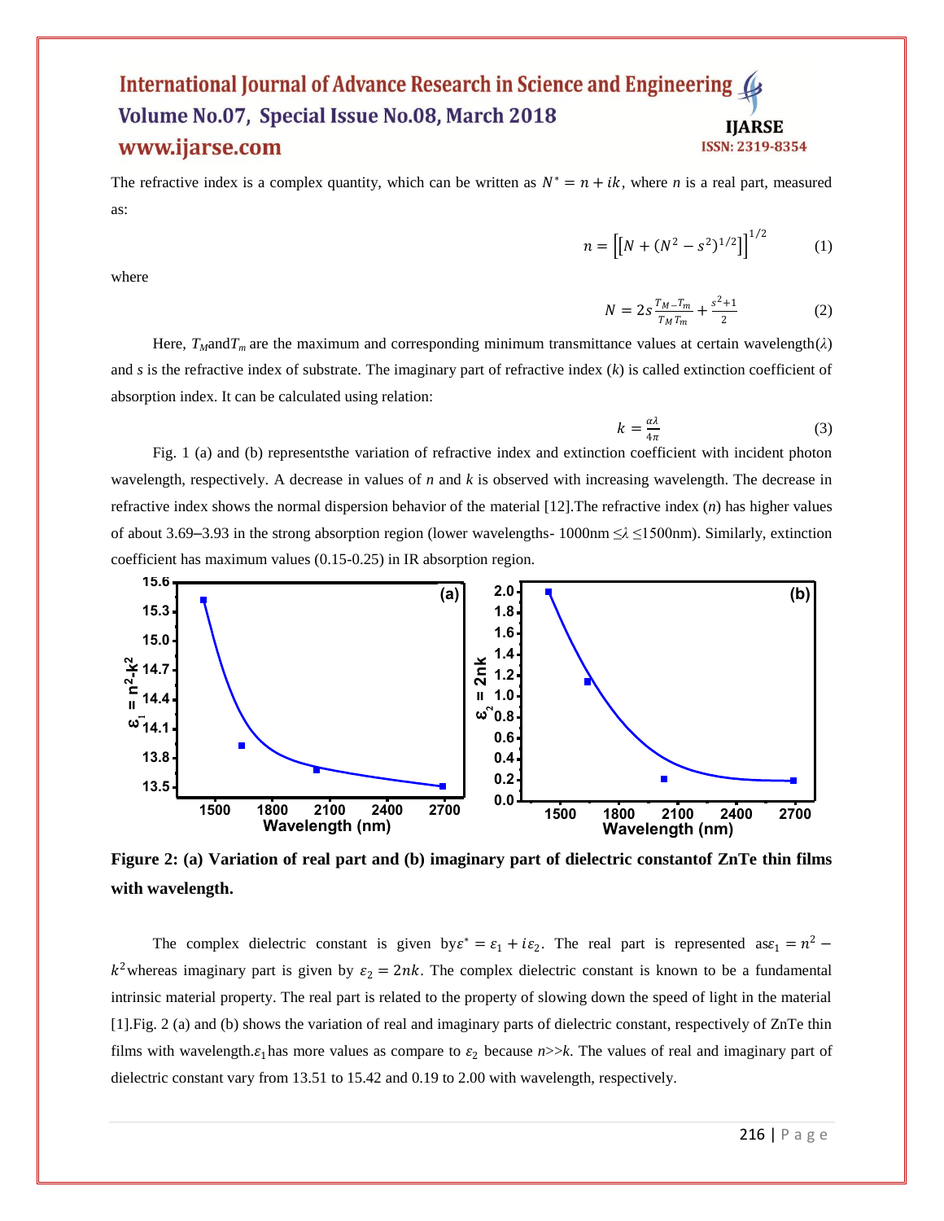The refractive index is a complex quantity, which can be written as $N^* = n + ik$, where $n$ is a real part, measured as:

$$n = \left[\left[N + (N^2 - s^2)^{1/2}\right]\right]^{1/2} \qquad (1)$$

where

$$N = 2s\frac{T_M - T_m}{T_M T_m} + \frac{s^2+1}{2} \qquad (2)$$

Here, $T_M$ and $T_m$ are the maximum and corresponding minimum transmittance values at certain wavelength($\lambda$) and $s$ is the refractive index of substrate. The imaginary part of refractive index ($k$) is called extinction coefficient of absorption index. It can be calculated using relation:

$$k = \frac{\alpha\lambda}{4\pi} \qquad (3)$$

Fig. 1 (a) and (b) representsthe variation of refractive index and extinction coefficient with incident photon wavelength, respectively. A decrease in values of $n$ and $k$ is observed with increasing wavelength. The decrease in refractive index shows the normal dispersion behavior of the material [12].The refractive index ($n$) has higher values of about 3.69–3.93 in the strong absorption region (lower wavelengths- 1000nm $\leq\lambda\leq$1500nm). Similarly, extinction coefficient has maximum values (0.15-0.25) in IR absorption region.

**Figure 2: (a) Variation of real part and (b) imaginary part of dielectric constantof ZnTe thin films with wavelength.**

The complex dielectric constant is given by$\varepsilon^* = \varepsilon_1 + i\varepsilon_2$. The real part is represented as$\varepsilon_1 = n^2 - k^2$whereas imaginary part is given by $\varepsilon_2 = 2nk$. The complex dielectric constant is known to be a fundamental intrinsic material property. The real part is related to the property of slowing down the speed of light in the material [1].Fig. 2 (a) and (b) shows the variation of real and imaginary parts of dielectric constant, respectively of ZnTe thin films with wavelength.$\varepsilon_1$has more values as compare to $\varepsilon_2$ because $n$>>$k$. The values of real and imaginary part of dielectric constant vary from 13.51 to 15.42 and 0.19 to 2.00 with wavelength, respectively.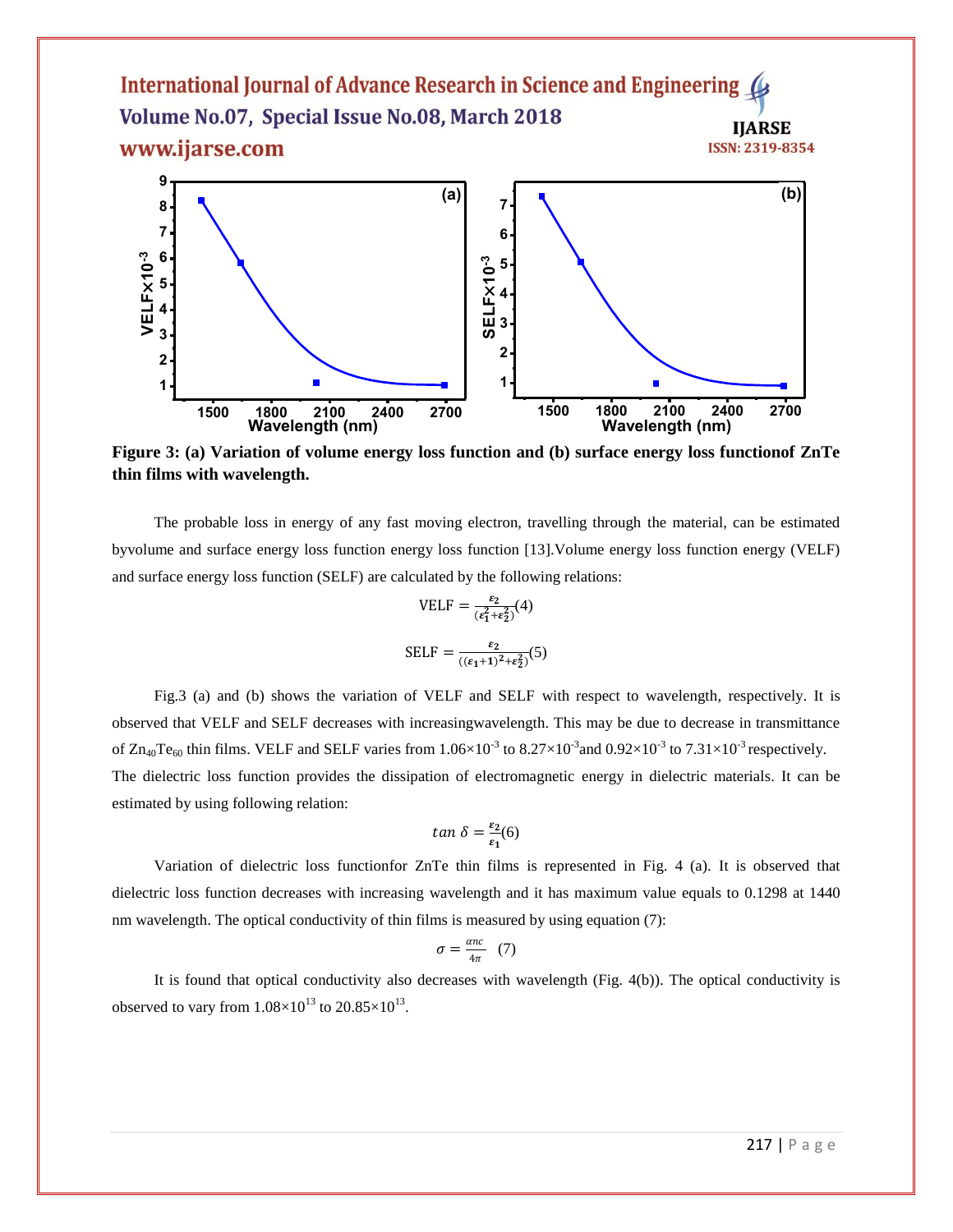**Figure 3: (a) Variation of volume energy loss function and (b) surface energy loss functionof ZnTe thin films with wavelength.**

The probable loss in energy of any fast moving electron, travelling through the material, can be estimated byvolume and surface energy loss function energy loss function [13].Volume energy loss function energy (VELF) and surface energy loss function (SELF) are calculated by the following relations:

$$\text{VELF} = \frac{\varepsilon_2}{(\varepsilon_1^2+\varepsilon_2^2)} \quad (4)$$

$$\text{SELF} = \frac{\varepsilon_2}{((\varepsilon_1+1)^2+\varepsilon_2^2)} \quad (5)$$

Fig.3 (a) and (b) shows the variation of VELF and SELF with respect to wavelength, respectively. It is observed that VELF and SELF decreases with increasingwavelength. This may be due to decrease in transmittance of $Zn_{40}Te_{60}$ thin films. VELF and SELF varies from $1.06\times10^{-3}$ to $8.27\times10^{-3}$and $0.92\times10^{-3}$ to $7.31\times10^{-3}$ respectively. The dielectric loss function provides the dissipation of electromagnetic energy in dielectric materials. It can be estimated by using following relation:

$$\tan\delta = \frac{\varepsilon_2}{\varepsilon_1} \quad (6)$$

Variation of dielectric loss functionfor ZnTe thin films is represented in Fig. 4 (a). It is observed that dielectric loss function decreases with increasing wavelength and it has maximum value equals to 0.1298 at 1440 nm wavelength. The optical conductivity of thin films is measured by using equation (7):

$$\sigma = \frac{\alpha nc}{4\pi} \quad (7)$$

It is found that optical conductivity also decreases with wavelength (Fig. 4(b)). The optical conductivity is observed to vary from $1.08\times10^{13}$ to $20.85\times10^{13}$.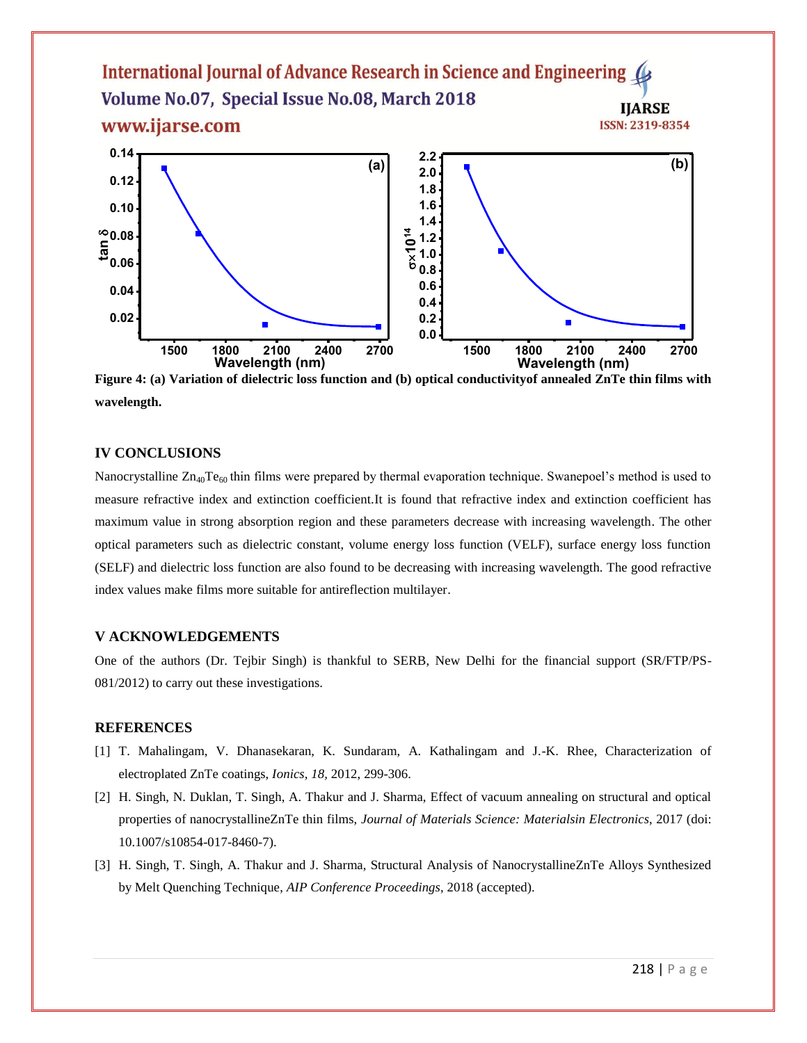Figure 4: (a) Variation of dielectric loss function and (b) optical conductivityof annealed ZnTe thin films with wavelength.

## IV CONCLUSIONS

Nanocrystalline $Zn_{40}Te_{60}$ thin films were prepared by thermal evaporation technique. Swanepoel's method is used to measure refractive index and extinction coefficient.It is found that refractive index and extinction coefficient has maximum value in strong absorption region and these parameters decrease with increasing wavelength. The other optical parameters such as dielectric constant, volume energy loss function (VELF), surface energy loss function (SELF) and dielectric loss function are also found to be decreasing with increasing wavelength. The good refractive index values make films more suitable for antireflection multilayer.

## V ACKNOWLEDGEMENTS

One of the authors (Dr. Tejbir Singh) is thankful to SERB, New Delhi for the financial support (SR/FTP/PS-081/2012) to carry out these investigations.

## REFERENCES

[1] T. Mahalingam, V. Dhanasekaran, K. Sundaram, A. Kathalingam and J.-K. Rhee, Characterization of electroplated ZnTe coatings, *Ionics, 18*, 2012, 299-306.

[2] H. Singh, N. Duklan, T. Singh, A. Thakur and J. Sharma, Effect of vacuum annealing on structural and optical properties of nanocrystallineZnTe thin films, *Journal of Materials Science: Materialsin Electronics*, 2017 (doi: 10.1007/s10854-017-8460-7).

[3] H. Singh, T. Singh, A. Thakur and J. Sharma, Structural Analysis of NanocrystallineZnTe Alloys Synthesized by Melt Quenching Technique, *AIP Conference Proceedings*, 2018 (accepted).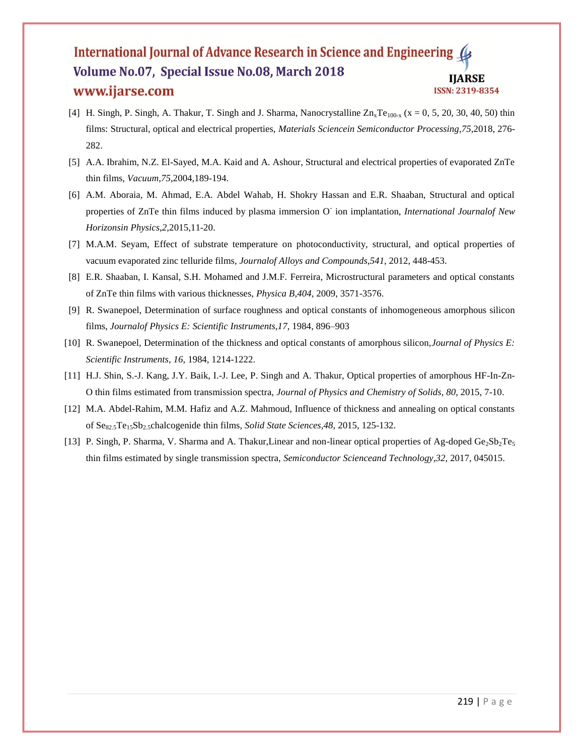[4] H. Singh, P. Singh, A. Thakur, T. Singh and J. Sharma, Nanocrystalline $Zn_xTe_{100-x}$ (x = 0, 5, 20, 30, 40, 50) thin films: Structural, optical and electrical properties, *Materials Sciencein Semiconductor Processing*,*75*,2018, 276-282.

[5] A.A. Ibrahim, N.Z. El-Sayed, M.A. Kaid and A. Ashour, Structural and electrical properties of evaporated ZnTe thin films, *Vacuum*,*75*,2004,189-194.

[6] A.M. Aboraia, M. Ahmad, E.A. Abdel Wahab, H. Shokry Hassan and E.R. Shaaban, Structural and optical properties of ZnTe thin films induced by plasma immersion $O^-$ ion implantation, *International Journalof New Horizonsin Physics*,*2*,2015,11-20.

[7] M.A.M. Seyam, Effect of substrate temperature on photoconductivity, structural, and optical properties of vacuum evaporated zinc telluride films, *Journalof Alloys and Compounds*,*541*, 2012, 448-453.

[8] E.R. Shaaban, I. Kansal, S.H. Mohamed and J.M.F. Ferreira, Microstructural parameters and optical constants of ZnTe thin films with various thicknesses, *Physica B*,*404*, 2009, 3571-3576.

[9] R. Swanepoel, Determination of surface roughness and optical constants of inhomogeneous amorphous silicon films, *Journalof Physics E: Scientific Instruments*,*17*, 1984, 896–903

[10] R. Swanepoel, Determination of the thickness and optical constants of amorphous silicon,*Journal of Physics E: Scientific Instruments*, *16,* 1984, 1214-1222.

[11] H.J. Shin, S.-J. Kang, J.Y. Baik, I.-J. Lee, P. Singh and A. Thakur, Optical properties of amorphous HF-In-Zn-O thin films estimated from transmission spectra, *Journal of Physics and Chemistry of Solids*, *80*, 2015, 7-10.

[12] M.A. Abdel-Rahim, M.M. Hafiz and A.Z. Mahmoud, Influence of thickness and annealing on optical constants of $Se_{82.5}Te_{15}Sb_{2.5}$chalcogenide thin films, *Solid State Sciences*,*48*, 2015, 125-132.

[13] P. Singh, P. Sharma, V. Sharma and A. Thakur,Linear and non-linear optical properties of Ag-doped $Ge_2Sb_2Te_5$ thin films estimated by single transmission spectra, *Semiconductor Scienceand Technology*,*32*, 2017, 045015.